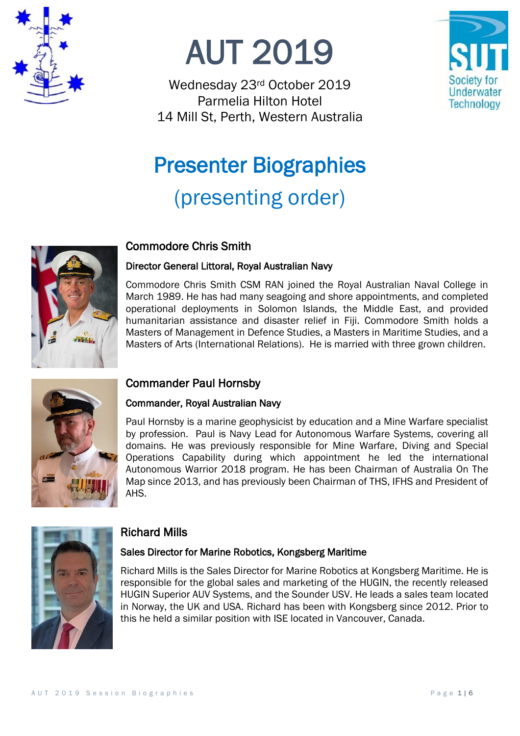# AUT 2019

Wednesday 23rd October 2019
Parmelia Hilton Hotel
14 Mill St, Perth, Western Australia

## Presenter Biographies

(presenting order)

### Commodore Chris Smith

**Director General Littoral, Royal Australian Navy**

Commodore Chris Smith CSM RAN joined the Royal Australian Naval College in March 1989. He has had many seagoing and shore appointments, and completed operational deployments in Solomon Islands, the Middle East, and provided humanitarian assistance and disaster relief in Fiji. Commodore Smith holds a Masters of Management in Defence Studies, a Masters in Maritime Studies, and a Masters of Arts (International Relations). He is married with three grown children.

### Commander Paul Hornsby

**Commander, Royal Australian Navy**

Paul Hornsby is a marine geophysicist by education and a Mine Warfare specialist by profession. Paul is Navy Lead for Autonomous Warfare Systems, covering all domains. He was previously responsible for Mine Warfare, Diving and Special Operations Capability during which appointment he led the international Autonomous Warrior 2018 program. He has been Chairman of Australia On The Map since 2013, and has previously been Chairman of THS, IFHS and President of AHS.

### Richard Mills

**Sales Director for Marine Robotics, Kongsberg Maritime**

Richard Mills is the Sales Director for Marine Robotics at Kongsberg Maritime. He is responsible for the global sales and marketing of the HUGIN, the recently released HUGIN Superior AUV Systems, and the Sounder USV. He leads a sales team located in Norway, the UK and USA. Richard has been with Kongsberg since 2012. Prior to this he held a similar position with ISE located in Vancouver, Canada.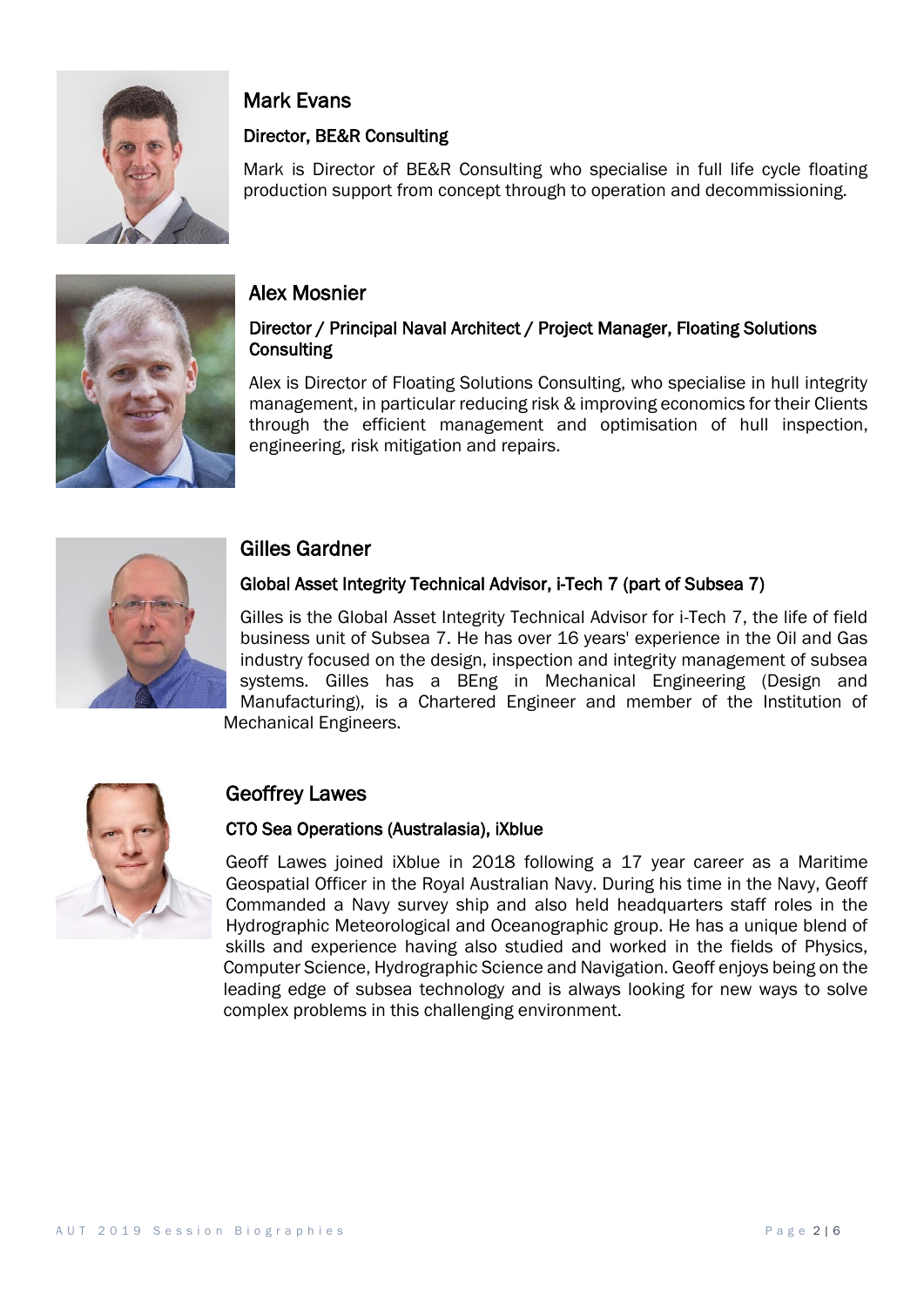## Mark Evans

### Director, BE&R Consulting

Mark is Director of BE&R Consulting who specialise in full life cycle floating production support from concept through to operation and decommissioning.

## Alex Mosnier

### Director / Principal Naval Architect / Project Manager, Floating Solutions Consulting

Alex is Director of Floating Solutions Consulting, who specialise in hull integrity management, in particular reducing risk & improving economics for their Clients through the efficient management and optimisation of hull inspection, engineering, risk mitigation and repairs.

## Gilles Gardner

### Global Asset Integrity Technical Advisor, i-Tech 7 (part of Subsea 7)

Gilles is the Global Asset Integrity Technical Advisor for i-Tech 7, the life of field business unit of Subsea 7. He has over 16 years' experience in the Oil and Gas industry focused on the design, inspection and integrity management of subsea systems. Gilles has a BEng in Mechanical Engineering (Design and Manufacturing), is a Chartered Engineer and member of the Institution of Mechanical Engineers.

## Geoffrey Lawes

### CTO Sea Operations (Australasia), iXblue

Geoff Lawes joined iXblue in 2018 following a 17 year career as a Maritime Geospatial Officer in the Royal Australian Navy. During his time in the Navy, Geoff Commanded a Navy survey ship and also held headquarters staff roles in the Hydrographic Meteorological and Oceanographic group. He has a unique blend of skills and experience having also studied and worked in the fields of Physics, Computer Science, Hydrographic Science and Navigation. Geoff enjoys being on the leading edge of subsea technology and is always looking for new ways to solve complex problems in this challenging environment.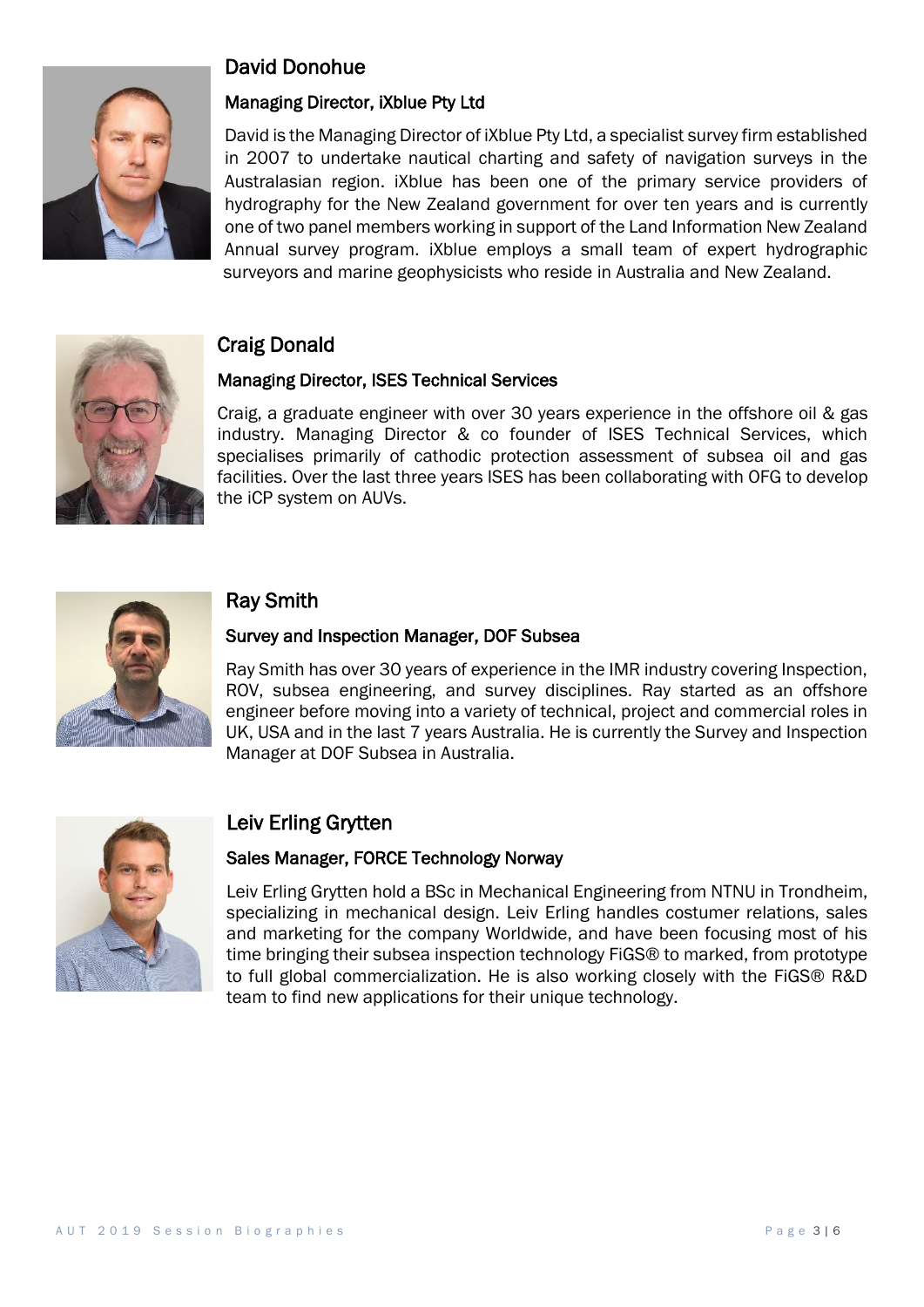## David Donohue

### Managing Director, iXblue Pty Ltd

David is the Managing Director of iXblue Pty Ltd, a specialist survey firm established in 2007 to undertake nautical charting and safety of navigation surveys in the Australasian region. iXblue has been one of the primary service providers of hydrography for the New Zealand government for over ten years and is currently one of two panel members working in support of the Land Information New Zealand Annual survey program. iXblue employs a small team of expert hydrographic surveyors and marine geophysicists who reside in Australia and New Zealand.

## Craig Donald

### Managing Director, ISES Technical Services

Craig, a graduate engineer with over 30 years experience in the offshore oil & gas industry. Managing Director & co founder of ISES Technical Services, which specialises primarily of cathodic protection assessment of subsea oil and gas facilities. Over the last three years ISES has been collaborating with OFG to develop the iCP system on AUVs.

## Ray Smith

### Survey and Inspection Manager, DOF Subsea

Ray Smith has over 30 years of experience in the IMR industry covering Inspection, ROV, subsea engineering, and survey disciplines. Ray started as an offshore engineer before moving into a variety of technical, project and commercial roles in UK, USA and in the last 7 years Australia. He is currently the Survey and Inspection Manager at DOF Subsea in Australia.

## Leiv Erling Grytten

### Sales Manager, FORCE Technology Norway

Leiv Erling Grytten hold a BSc in Mechanical Engineering from NTNU in Trondheim, specializing in mechanical design. Leiv Erling handles costumer relations, sales and marketing for the company Worldwide, and have been focusing most of his time bringing their subsea inspection technology FiGS® to marked, from prototype to full global commercialization. He is also working closely with the FiGS® R&D team to find new applications for their unique technology.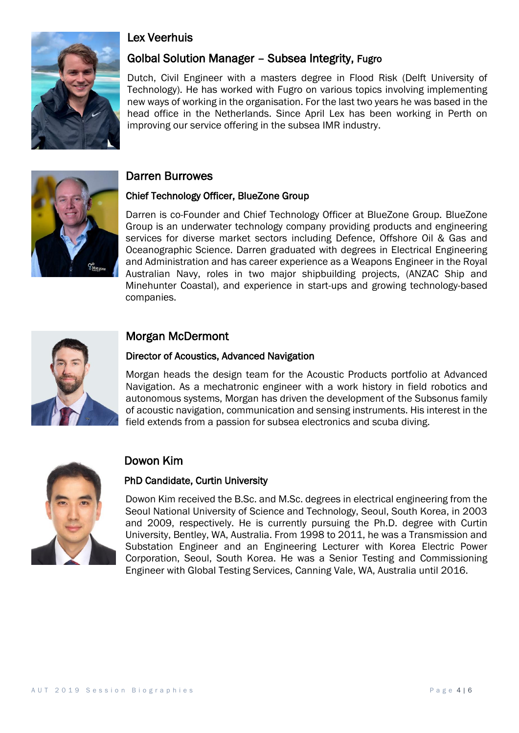## Lex Veerhuis

### Golbal Solution Manager – Subsea Integrity, Fugro

Dutch, Civil Engineer with a masters degree in Flood Risk (Delft University of Technology). He has worked with Fugro on various topics involving implementing new ways of working in the organisation. For the last two years he was based in the head office in the Netherlands. Since April Lex has been working in Perth on improving our service offering in the subsea IMR industry.

## Darren Burrowes

### Chief Technology Officer, BlueZone Group

Darren is co-Founder and Chief Technology Officer at BlueZone Group. BlueZone Group is an underwater technology company providing products and engineering services for diverse market sectors including Defence, Offshore Oil & Gas and Oceanographic Science. Darren graduated with degrees in Electrical Engineering and Administration and has career experience as a Weapons Engineer in the Royal Australian Navy, roles in two major shipbuilding projects, (ANZAC Ship and Minehunter Coastal), and experience in start-ups and growing technology-based companies.

## Morgan McDermont

### Director of Acoustics, Advanced Navigation

Morgan heads the design team for the Acoustic Products portfolio at Advanced Navigation. As a mechatronic engineer with a work history in field robotics and autonomous systems, Morgan has driven the development of the Subsonus family of acoustic navigation, communication and sensing instruments. His interest in the field extends from a passion for subsea electronics and scuba diving.

## Dowon Kim

### PhD Candidate, Curtin University

Dowon Kim received the B.Sc. and M.Sc. degrees in electrical engineering from the Seoul National University of Science and Technology, Seoul, South Korea, in 2003 and 2009, respectively. He is currently pursuing the Ph.D. degree with Curtin University, Bentley, WA, Australia. From 1998 to 2011, he was a Transmission and Substation Engineer and an Engineering Lecturer with Korea Electric Power Corporation, Seoul, South Korea. He was a Senior Testing and Commissioning Engineer with Global Testing Services, Canning Vale, WA, Australia until 2016.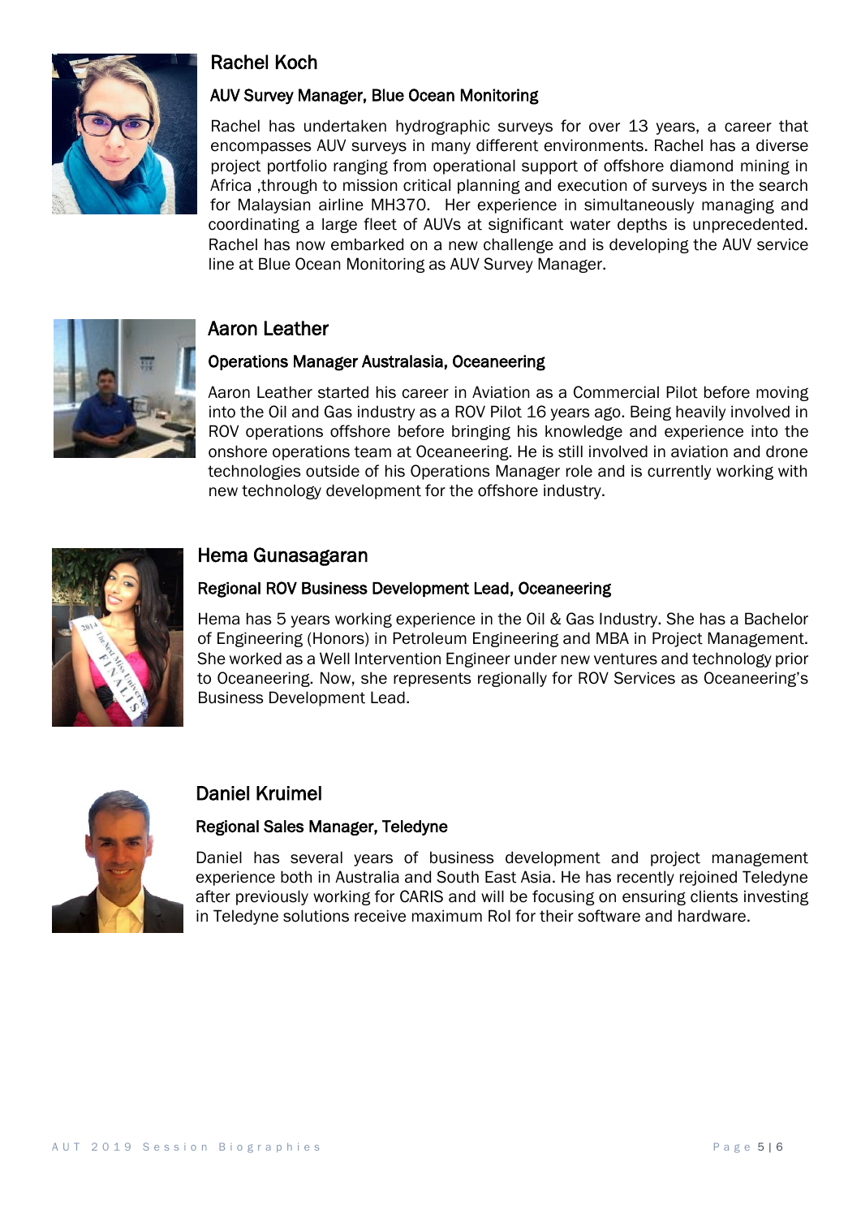## Rachel Koch

### AUV Survey Manager, Blue Ocean Monitoring

Rachel has undertaken hydrographic surveys for over 13 years, a career that encompasses AUV surveys in many different environments. Rachel has a diverse project portfolio ranging from operational support of offshore diamond mining in Africa ,through to mission critical planning and execution of surveys in the search for Malaysian airline MH370. Her experience in simultaneously managing and coordinating a large fleet of AUVs at significant water depths is unprecedented. Rachel has now embarked on a new challenge and is developing the AUV service line at Blue Ocean Monitoring as AUV Survey Manager.

## Aaron Leather

### Operations Manager Australasia, Oceaneering

Aaron Leather started his career in Aviation as a Commercial Pilot before moving into the Oil and Gas industry as a ROV Pilot 16 years ago. Being heavily involved in ROV operations offshore before bringing his knowledge and experience into the onshore operations team at Oceaneering. He is still involved in aviation and drone technologies outside of his Operations Manager role and is currently working with new technology development for the offshore industry.

## Hema Gunasagaran

### Regional ROV Business Development Lead, Oceaneering

Hema has 5 years working experience in the Oil & Gas Industry. She has a Bachelor of Engineering (Honors) in Petroleum Engineering and MBA in Project Management. She worked as a Well Intervention Engineer under new ventures and technology prior to Oceaneering. Now, she represents regionally for ROV Services as Oceaneering's Business Development Lead.

## Daniel Kruimel

### Regional Sales Manager, Teledyne

Daniel has several years of business development and project management experience both in Australia and South East Asia. He has recently rejoined Teledyne after previously working for CARIS and will be focusing on ensuring clients investing in Teledyne solutions receive maximum RoI for their software and hardware.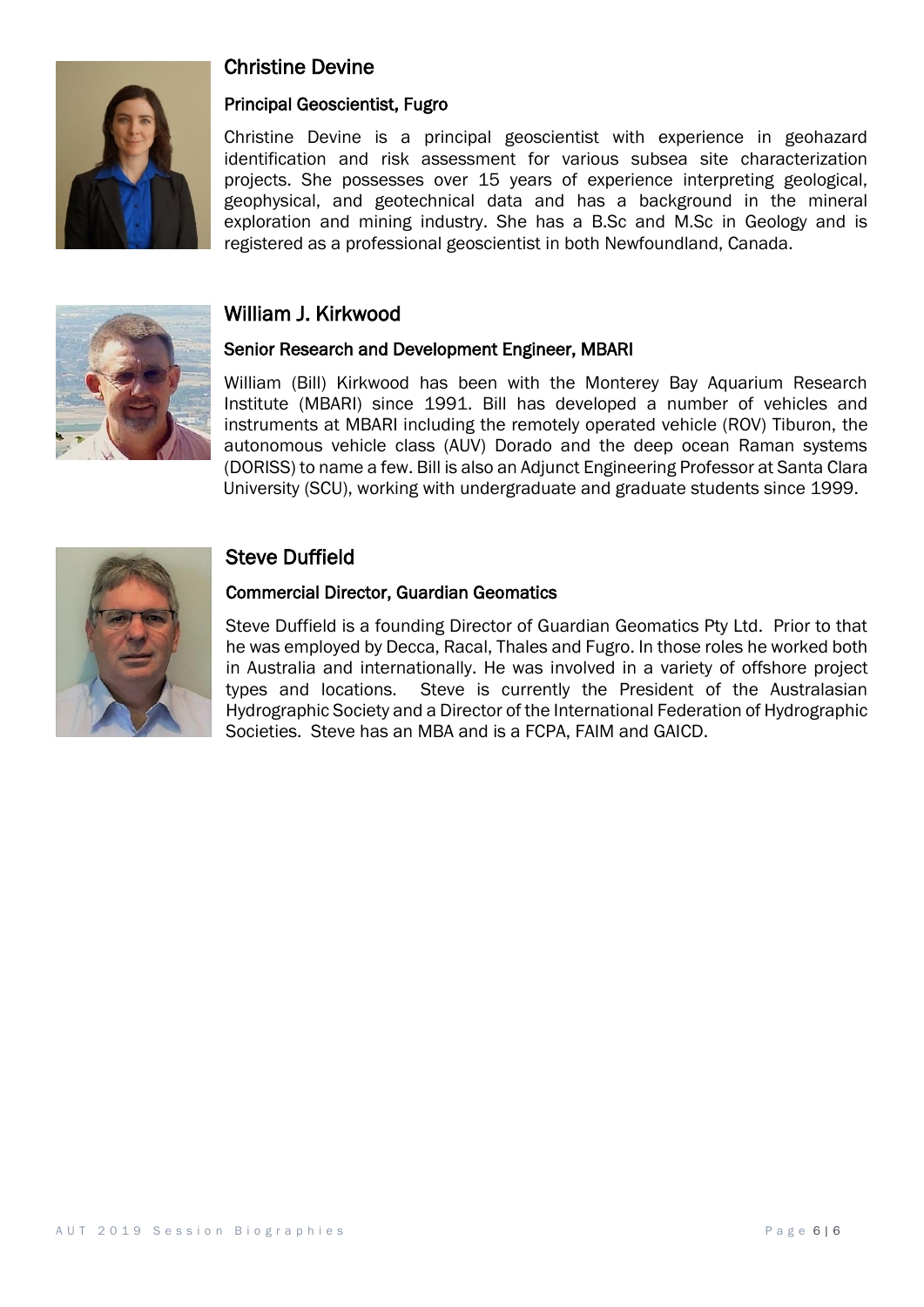## Christine Devine

### Principal Geoscientist, Fugro

Christine Devine is a principal geoscientist with experience in geohazard identification and risk assessment for various subsea site characterization projects. She possesses over 15 years of experience interpreting geological, geophysical, and geotechnical data and has a background in the mineral exploration and mining industry. She has a B.Sc and M.Sc in Geology and is registered as a professional geoscientist in both Newfoundland, Canada.

## William J. Kirkwood

### Senior Research and Development Engineer, MBARI

William (Bill) Kirkwood has been with the Monterey Bay Aquarium Research Institute (MBARI) since 1991. Bill has developed a number of vehicles and instruments at MBARI including the remotely operated vehicle (ROV) Tiburon, the autonomous vehicle class (AUV) Dorado and the deep ocean Raman systems (DORISS) to name a few. Bill is also an Adjunct Engineering Professor at Santa Clara University (SCU), working with undergraduate and graduate students since 1999.

## Steve Duffield

### Commercial Director, Guardian Geomatics

Steve Duffield is a founding Director of Guardian Geomatics Pty Ltd. Prior to that he was employed by Decca, Racal, Thales and Fugro. In those roles he worked both in Australia and internationally. He was involved in a variety of offshore project types and locations. Steve is currently the President of the Australasian Hydrographic Society and a Director of the International Federation of Hydrographic Societies. Steve has an MBA and is a FCPA, FAIM and GAICD.